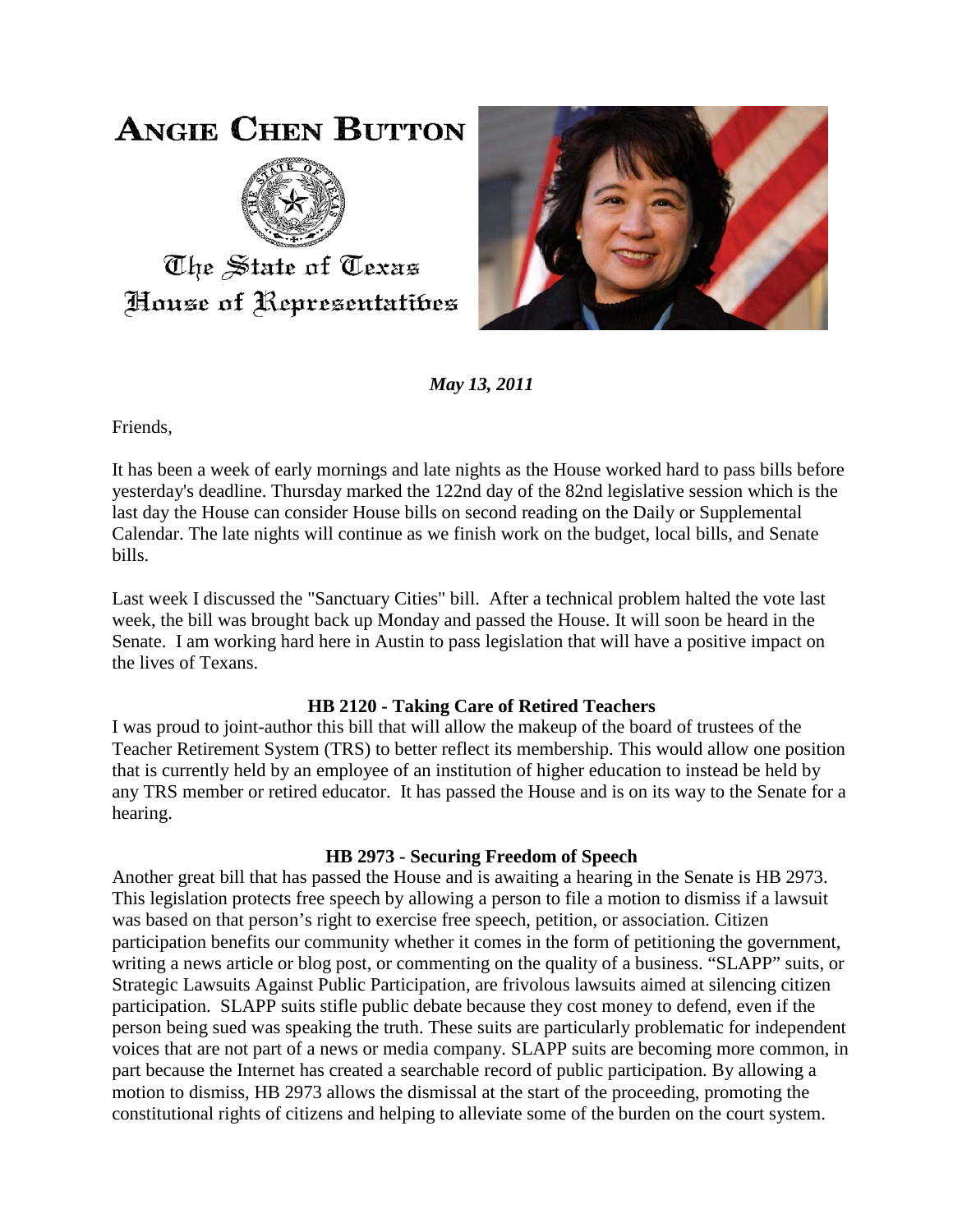# ANGIE CHEN BUTTON

The State of Texas
House of Representatives

***May 13, 2011***

Friends,

It has been a week of early mornings and late nights as the House worked hard to pass bills before yesterday's deadline. Thursday marked the 122nd day of the 82nd legislative session which is the last day the House can consider House bills on second reading on the Daily or Supplemental Calendar. The late nights will continue as we finish work on the budget, local bills, and Senate bills.

Last week I discussed the "Sanctuary Cities" bill. After a technical problem halted the vote last week, the bill was brought back up Monday and passed the House. It will soon be heard in the Senate. I am working hard here in Austin to pass legislation that will have a positive impact on the lives of Texans.

**HB 2120 - Taking Care of Retired Teachers**

I was proud to joint-author this bill that will allow the makeup of the board of trustees of the Teacher Retirement System (TRS) to better reflect its membership. This would allow one position that is currently held by an employee of an institution of higher education to instead be held by any TRS member or retired educator. It has passed the House and is on its way to the Senate for a hearing.

**HB 2973 - Securing Freedom of Speech**

Another great bill that has passed the House and is awaiting a hearing in the Senate is HB 2973. This legislation protects free speech by allowing a person to file a motion to dismiss if a lawsuit was based on that person's right to exercise free speech, petition, or association. Citizen participation benefits our community whether it comes in the form of petitioning the government, writing a news article or blog post, or commenting on the quality of a business. "SLAPP" suits, or Strategic Lawsuits Against Public Participation, are frivolous lawsuits aimed at silencing citizen participation. SLAPP suits stifle public debate because they cost money to defend, even if the person being sued was speaking the truth. These suits are particularly problematic for independent voices that are not part of a news or media company. SLAPP suits are becoming more common, in part because the Internet has created a searchable record of public participation. By allowing a motion to dismiss, HB 2973 allows the dismissal at the start of the proceeding, promoting the constitutional rights of citizens and helping to alleviate some of the burden on the court system.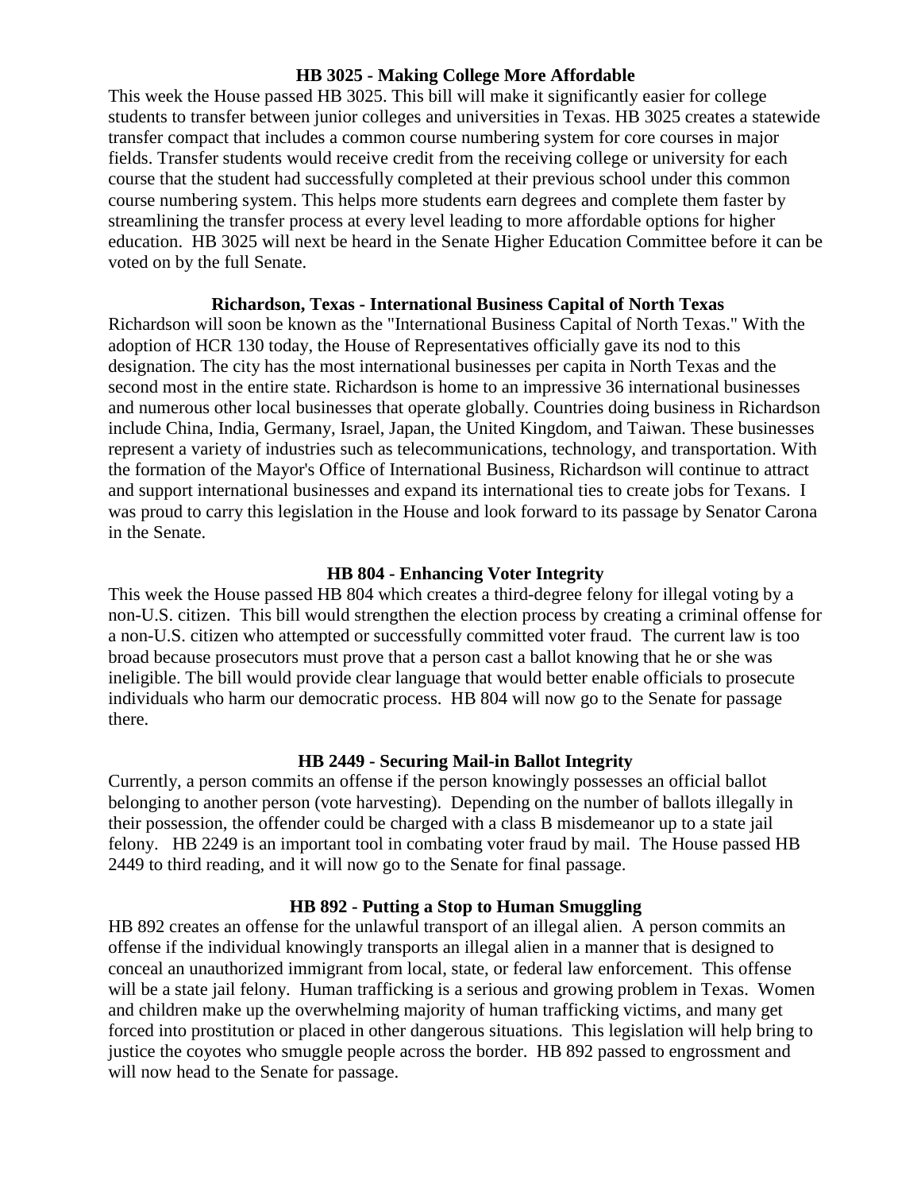### HB 3025 - Making College More Affordable

This week the House passed HB 3025. This bill will make it significantly easier for college students to transfer between junior colleges and universities in Texas. HB 3025 creates a statewide transfer compact that includes a common course numbering system for core courses in major fields. Transfer students would receive credit from the receiving college or university for each course that the student had successfully completed at their previous school under this common course numbering system. This helps more students earn degrees and complete them faster by streamlining the transfer process at every level leading to more affordable options for higher education. HB 3025 will next be heard in the Senate Higher Education Committee before it can be voted on by the full Senate.

### Richardson, Texas - International Business Capital of North Texas

Richardson will soon be known as the "International Business Capital of North Texas." With the adoption of HCR 130 today, the House of Representatives officially gave its nod to this designation. The city has the most international businesses per capita in North Texas and the second most in the entire state. Richardson is home to an impressive 36 international businesses and numerous other local businesses that operate globally. Countries doing business in Richardson include China, India, Germany, Israel, Japan, the United Kingdom, and Taiwan. These businesses represent a variety of industries such as telecommunications, technology, and transportation. With the formation of the Mayor's Office of International Business, Richardson will continue to attract and support international businesses and expand its international ties to create jobs for Texans. I was proud to carry this legislation in the House and look forward to its passage by Senator Carona in the Senate.

### HB 804 - Enhancing Voter Integrity

This week the House passed HB 804 which creates a third-degree felony for illegal voting by a non-U.S. citizen. This bill would strengthen the election process by creating a criminal offense for a non-U.S. citizen who attempted or successfully committed voter fraud. The current law is too broad because prosecutors must prove that a person cast a ballot knowing that he or she was ineligible. The bill would provide clear language that would better enable officials to prosecute individuals who harm our democratic process. HB 804 will now go to the Senate for passage there.

### HB 2449 - Securing Mail-in Ballot Integrity

Currently, a person commits an offense if the person knowingly possesses an official ballot belonging to another person (vote harvesting). Depending on the number of ballots illegally in their possession, the offender could be charged with a class B misdemeanor up to a state jail felony. HB 2249 is an important tool in combating voter fraud by mail. The House passed HB 2449 to third reading, and it will now go to the Senate for final passage.

### HB 892 - Putting a Stop to Human Smuggling

HB 892 creates an offense for the unlawful transport of an illegal alien. A person commits an offense if the individual knowingly transports an illegal alien in a manner that is designed to conceal an unauthorized immigrant from local, state, or federal law enforcement. This offense will be a state jail felony. Human trafficking is a serious and growing problem in Texas. Women and children make up the overwhelming majority of human trafficking victims, and many get forced into prostitution or placed in other dangerous situations. This legislation will help bring to justice the coyotes who smuggle people across the border. HB 892 passed to engrossment and will now head to the Senate for passage.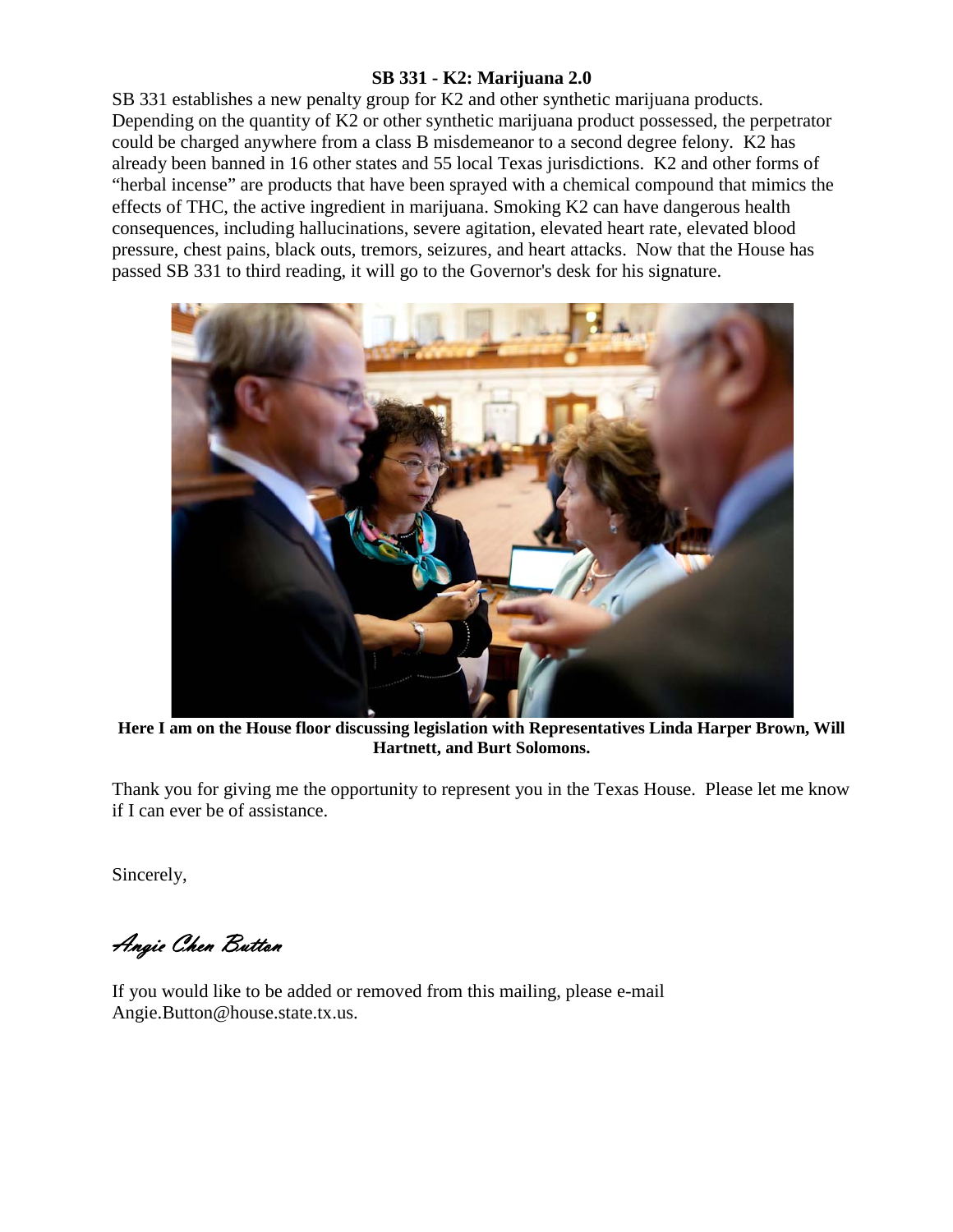**SB 331 - K2: Marijuana 2.0**

SB 331 establishes a new penalty group for K2 and other synthetic marijuana products. Depending on the quantity of K2 or other synthetic marijuana product possessed, the perpetrator could be charged anywhere from a class B misdemeanor to a second degree felony. K2 has already been banned in 16 other states and 55 local Texas jurisdictions. K2 and other forms of "herbal incense" are products that have been sprayed with a chemical compound that mimics the effects of THC, the active ingredient in marijuana. Smoking K2 can have dangerous health consequences, including hallucinations, severe agitation, elevated heart rate, elevated blood pressure, chest pains, black outs, tremors, seizures, and heart attacks. Now that the House has passed SB 331 to third reading, it will go to the Governor's desk for his signature.

**Here I am on the House floor discussing legislation with Representatives Linda Harper Brown, Will Hartnett, and Burt Solomons.**

Thank you for giving me the opportunity to represent you in the Texas House. Please let me know if I can ever be of assistance.

Sincerely,

*Angie Chen Button*

If you would like to be added or removed from this mailing, please e-mail Angie.Button@house.state.tx.us.